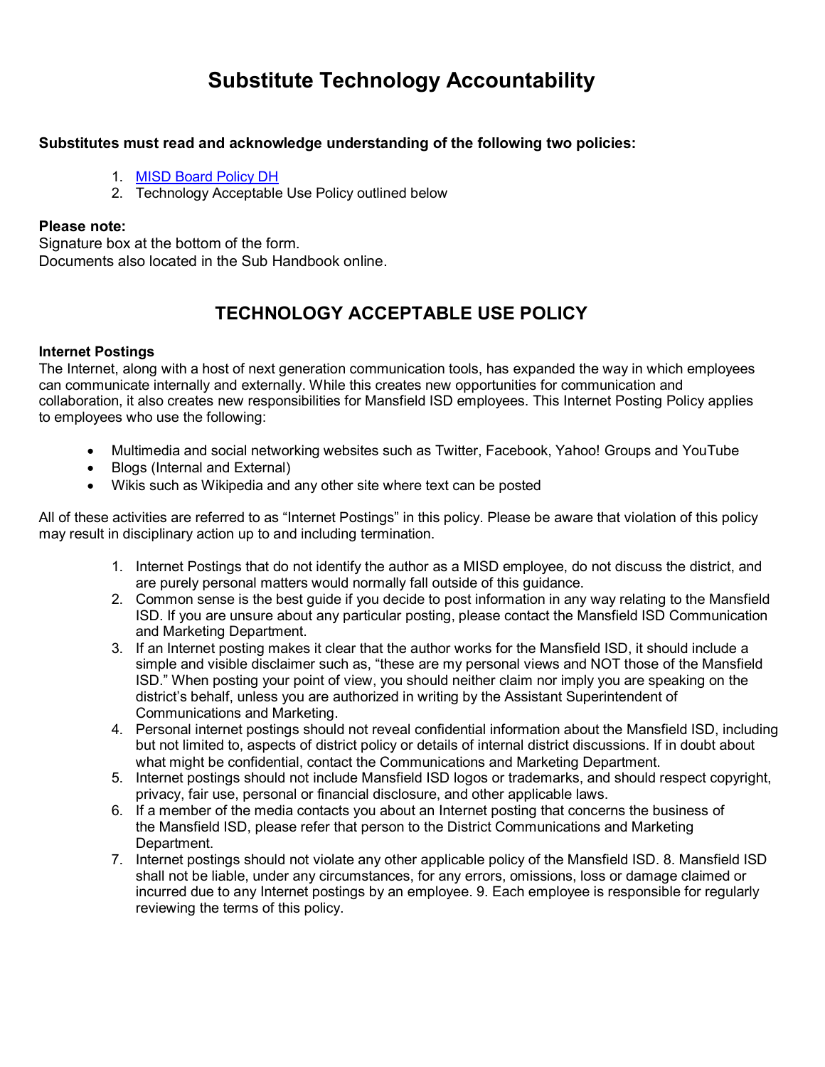# Substitute Technology Accountability

**Substitutes must read and acknowledge understanding of the following two policies:**

1. MISD Board Policy DH
2. Technology Acceptable Use Policy outlined below

**Please note:**
Signature box at the bottom of the form.
Documents also located in the Sub Handbook online.

## TECHNOLOGY ACCEPTABLE USE POLICY

**Internet Postings**
The Internet, along with a host of next generation communication tools, has expanded the way in which employees can communicate internally and externally. While this creates new opportunities for communication and collaboration, it also creates new responsibilities for Mansfield ISD employees. This Internet Posting Policy applies to employees who use the following:

- Multimedia and social networking websites such as Twitter, Facebook, Yahoo! Groups and YouTube
- Blogs (Internal and External)
- Wikis such as Wikipedia and any other site where text can be posted

All of these activities are referred to as "Internet Postings" in this policy. Please be aware that violation of this policy may result in disciplinary action up to and including termination.

1. Internet Postings that do not identify the author as a MISD employee, do not discuss the district, and are purely personal matters would normally fall outside of this guidance.
2. Common sense is the best guide if you decide to post information in any way relating to the Mansfield ISD. If you are unsure about any particular posting, please contact the Mansfield ISD Communication and Marketing Department.
3. If an Internet posting makes it clear that the author works for the Mansfield ISD, it should include a simple and visible disclaimer such as, "these are my personal views and NOT those of the Mansfield ISD." When posting your point of view, you should neither claim nor imply you are speaking on the district's behalf, unless you are authorized in writing by the Assistant Superintendent of Communications and Marketing.
4. Personal internet postings should not reveal confidential information about the Mansfield ISD, including but not limited to, aspects of district policy or details of internal district discussions. If in doubt about what might be confidential, contact the Communications and Marketing Department.
5. Internet postings should not include Mansfield ISD logos or trademarks, and should respect copyright, privacy, fair use, personal or financial disclosure, and other applicable laws.
6. If a member of the media contacts you about an Internet posting that concerns the business of the Mansfield ISD, please refer that person to the District Communications and Marketing Department.
7. Internet postings should not violate any other applicable policy of the Mansfield ISD. 8. Mansfield ISD shall not be liable, under any circumstances, for any errors, omissions, loss or damage claimed or incurred due to any Internet postings by an employee. 9. Each employee is responsible for regularly reviewing the terms of this policy.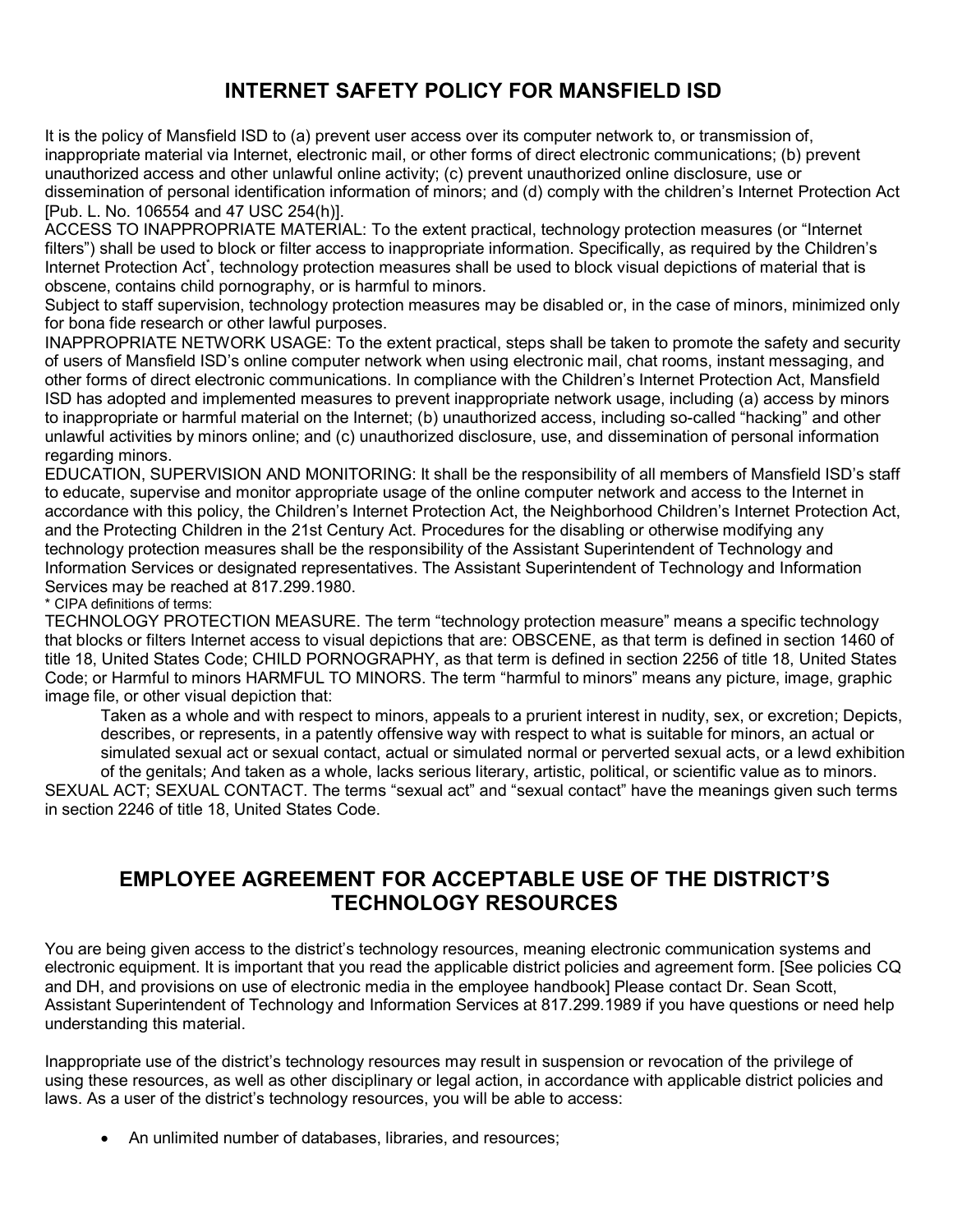## INTERNET SAFETY POLICY FOR MANSFIELD ISD

It is the policy of Mansfield ISD to (a) prevent user access over its computer network to, or transmission of, inappropriate material via Internet, electronic mail, or other forms of direct electronic communications; (b) prevent unauthorized access and other unlawful online activity; (c) prevent unauthorized online disclosure, use or dissemination of personal identification information of minors; and (d) comply with the children's Internet Protection Act [Pub. L. No. 106554 and 47 USC 254(h)].

ACCESS TO INAPPROPRIATE MATERIAL: To the extent practical, technology protection measures (or "Internet filters") shall be used to block or filter access to inappropriate information. Specifically, as required by the Children's Internet Protection Act*, technology protection measures shall be used to block visual depictions of material that is obscene, contains child pornography, or is harmful to minors.

Subject to staff supervision, technology protection measures may be disabled or, in the case of minors, minimized only for bona fide research or other lawful purposes.

INAPPROPRIATE NETWORK USAGE: To the extent practical, steps shall be taken to promote the safety and security of users of Mansfield ISD's online computer network when using electronic mail, chat rooms, instant messaging, and other forms of direct electronic communications. In compliance with the Children's Internet Protection Act, Mansfield ISD has adopted and implemented measures to prevent inappropriate network usage, including (a) access by minors to inappropriate or harmful material on the Internet; (b) unauthorized access, including so-called "hacking" and other unlawful activities by minors online; and (c) unauthorized disclosure, use, and dissemination of personal information regarding minors.

EDUCATION, SUPERVISION AND MONITORING: It shall be the responsibility of all members of Mansfield ISD's staff to educate, supervise and monitor appropriate usage of the online computer network and access to the Internet in accordance with this policy, the Children's Internet Protection Act, the Neighborhood Children's Internet Protection Act, and the Protecting Children in the 21st Century Act. Procedures for the disabling or otherwise modifying any technology protection measures shall be the responsibility of the Assistant Superintendent of Technology and Information Services or designated representatives. The Assistant Superintendent of Technology and Information Services may be reached at 817.299.1980.

\* CIPA definitions of terms:

TECHNOLOGY PROTECTION MEASURE. The term "technology protection measure" means a specific technology that blocks or filters Internet access to visual depictions that are: OBSCENE, as that term is defined in section 1460 of title 18, United States Code; CHILD PORNOGRAPHY, as that term is defined in section 2256 of title 18, United States Code; or Harmful to minors HARMFUL TO MINORS. The term "harmful to minors" means any picture, image, graphic image file, or other visual depiction that:

> Taken as a whole and with respect to minors, appeals to a prurient interest in nudity, sex, or excretion; Depicts, describes, or represents, in a patently offensive way with respect to what is suitable for minors, an actual or simulated sexual act or sexual contact, actual or simulated normal or perverted sexual acts, or a lewd exhibition of the genitals; And taken as a whole, lacks serious literary, artistic, political, or scientific value as to minors.

SEXUAL ACT; SEXUAL CONTACT. The terms "sexual act" and "sexual contact" have the meanings given such terms in section 2246 of title 18, United States Code.

## EMPLOYEE AGREEMENT FOR ACCEPTABLE USE OF THE DISTRICT'S TECHNOLOGY RESOURCES

You are being given access to the district's technology resources, meaning electronic communication systems and electronic equipment. It is important that you read the applicable district policies and agreement form. [See policies CQ and DH, and provisions on use of electronic media in the employee handbook] Please contact Dr. Sean Scott, Assistant Superintendent of Technology and Information Services at 817.299.1989 if you have questions or need help understanding this material.

Inappropriate use of the district's technology resources may result in suspension or revocation of the privilege of using these resources, as well as other disciplinary or legal action, in accordance with applicable district policies and laws. As a user of the district's technology resources, you will be able to access:

- An unlimited number of databases, libraries, and resources;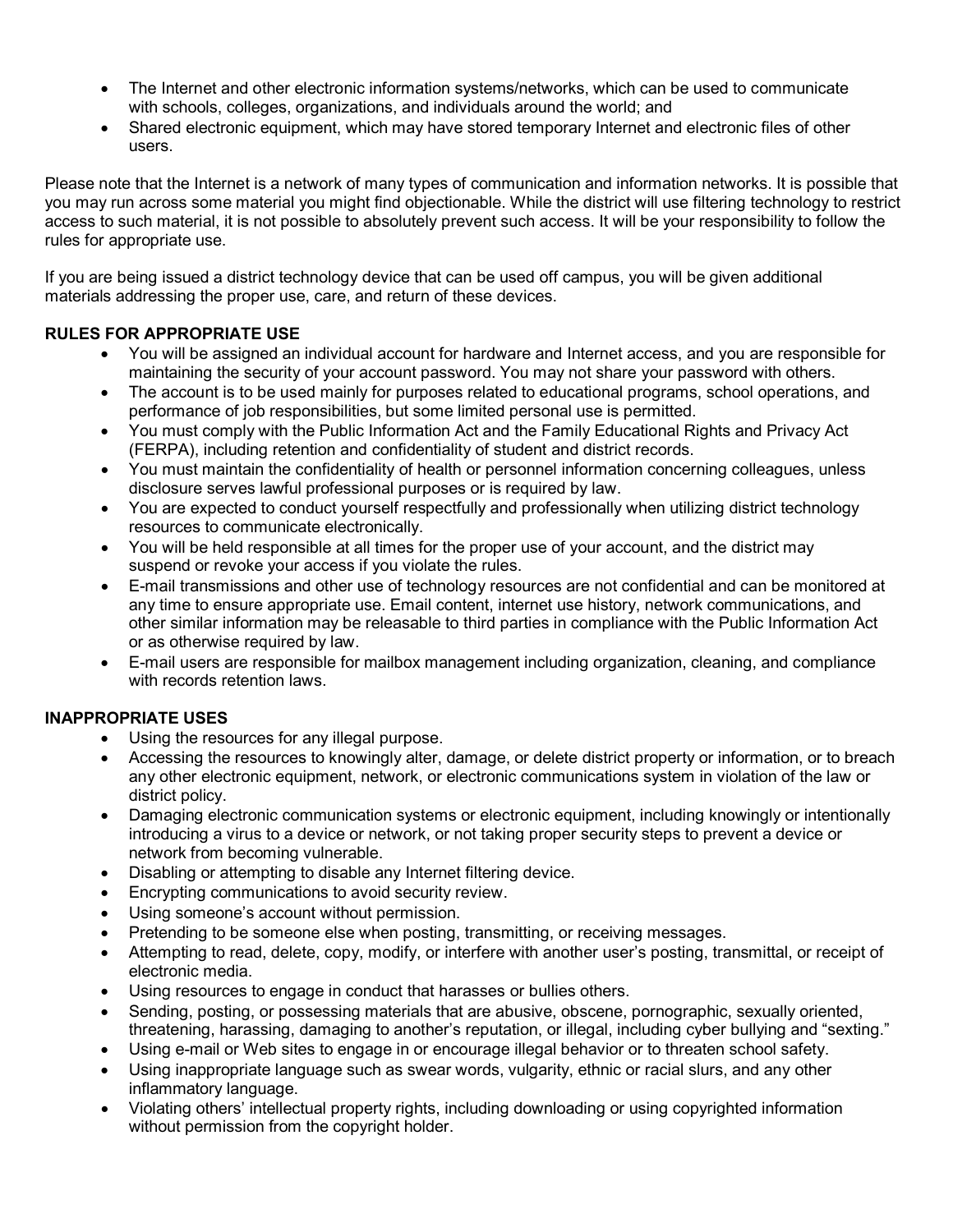- The Internet and other electronic information systems/networks, which can be used to communicate with schools, colleges, organizations, and individuals around the world; and
- Shared electronic equipment, which may have stored temporary Internet and electronic files of other users.

Please note that the Internet is a network of many types of communication and information networks. It is possible that you may run across some material you might find objectionable. While the district will use filtering technology to restrict access to such material, it is not possible to absolutely prevent such access. It will be your responsibility to follow the rules for appropriate use.

If you are being issued a district technology device that can be used off campus, you will be given additional materials addressing the proper use, care, and return of these devices.

**RULES FOR APPROPRIATE USE**

- You will be assigned an individual account for hardware and Internet access, and you are responsible for maintaining the security of your account password. You may not share your password with others.
- The account is to be used mainly for purposes related to educational programs, school operations, and performance of job responsibilities, but some limited personal use is permitted.
- You must comply with the Public Information Act and the Family Educational Rights and Privacy Act (FERPA), including retention and confidentiality of student and district records.
- You must maintain the confidentiality of health or personnel information concerning colleagues, unless disclosure serves lawful professional purposes or is required by law.
- You are expected to conduct yourself respectfully and professionally when utilizing district technology resources to communicate electronically.
- You will be held responsible at all times for the proper use of your account, and the district may suspend or revoke your access if you violate the rules.
- E-mail transmissions and other use of technology resources are not confidential and can be monitored at any time to ensure appropriate use. Email content, internet use history, network communications, and other similar information may be releasable to third parties in compliance with the Public Information Act or as otherwise required by law.
- E-mail users are responsible for mailbox management including organization, cleaning, and compliance with records retention laws.

**INAPPROPRIATE USES**

- Using the resources for any illegal purpose.
- Accessing the resources to knowingly alter, damage, or delete district property or information, or to breach any other electronic equipment, network, or electronic communications system in violation of the law or district policy.
- Damaging electronic communication systems or electronic equipment, including knowingly or intentionally introducing a virus to a device or network, or not taking proper security steps to prevent a device or network from becoming vulnerable.
- Disabling or attempting to disable any Internet filtering device.
- Encrypting communications to avoid security review.
- Using someone's account without permission.
- Pretending to be someone else when posting, transmitting, or receiving messages.
- Attempting to read, delete, copy, modify, or interfere with another user's posting, transmittal, or receipt of electronic media.
- Using resources to engage in conduct that harasses or bullies others.
- Sending, posting, or possessing materials that are abusive, obscene, pornographic, sexually oriented, threatening, harassing, damaging to another's reputation, or illegal, including cyber bullying and "sexting."
- Using e-mail or Web sites to engage in or encourage illegal behavior or to threaten school safety.
- Using inappropriate language such as swear words, vulgarity, ethnic or racial slurs, and any other inflammatory language.
- Violating others' intellectual property rights, including downloading or using copyrighted information without permission from the copyright holder.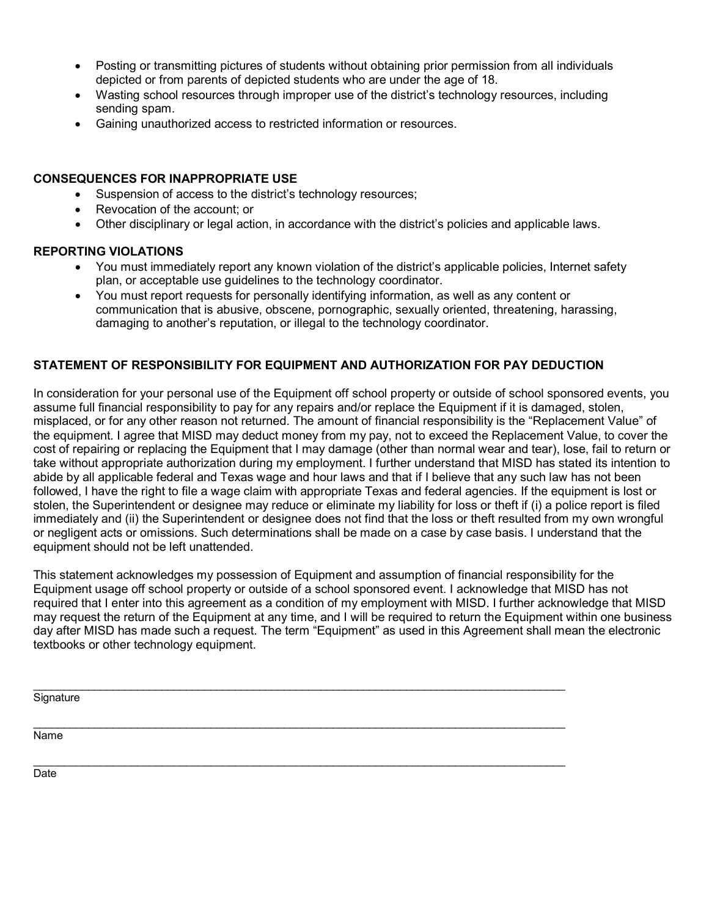- Posting or transmitting pictures of students without obtaining prior permission from all individuals depicted or from parents of depicted students who are under the age of 18.
- Wasting school resources through improper use of the district's technology resources, including sending spam.
- Gaining unauthorized access to restricted information or resources.

**CONSEQUENCES FOR INAPPROPRIATE USE**

- Suspension of access to the district's technology resources;
- Revocation of the account; or
- Other disciplinary or legal action, in accordance with the district's policies and applicable laws.

**REPORTING VIOLATIONS**

- You must immediately report any known violation of the district's applicable policies, Internet safety plan, or acceptable use guidelines to the technology coordinator.
- You must report requests for personally identifying information, as well as any content or communication that is abusive, obscene, pornographic, sexually oriented, threatening, harassing, damaging to another's reputation, or illegal to the technology coordinator.

**STATEMENT OF RESPONSIBILITY FOR EQUIPMENT AND AUTHORIZATION FOR PAY DEDUCTION**

In consideration for your personal use of the Equipment off school property or outside of school sponsored events, you assume full financial responsibility to pay for any repairs and/or replace the Equipment if it is damaged, stolen, misplaced, or for any other reason not returned. The amount of financial responsibility is the "Replacement Value" of the equipment. I agree that MISD may deduct money from my pay, not to exceed the Replacement Value, to cover the cost of repairing or replacing the Equipment that I may damage (other than normal wear and tear), lose, fail to return or take without appropriate authorization during my employment. I further understand that MISD has stated its intention to abide by all applicable federal and Texas wage and hour laws and that if I believe that any such law has not been followed, I have the right to file a wage claim with appropriate Texas and federal agencies. If the equipment is lost or stolen, the Superintendent or designee may reduce or eliminate my liability for loss or theft if (i) a police report is filed immediately and (ii) the Superintendent or designee does not find that the loss or theft resulted from my own wrongful or negligent acts or omissions. Such determinations shall be made on a case by case basis. I understand that the equipment should not be left unattended.

This statement acknowledges my possession of Equipment and assumption of financial responsibility for the Equipment usage off school property or outside of a school sponsored event. I acknowledge that MISD has not required that I enter into this agreement as a condition of my employment with MISD. I further acknowledge that MISD may request the return of the Equipment at any time, and I will be required to return the Equipment within one business day after MISD has made such a request. The term "Equipment" as used in this Agreement shall mean the electronic textbooks or other technology equipment.

\_\_\_\_\_\_\_\_\_\_\_\_\_\_\_\_\_\_\_\_\_\_\_\_\_\_\_\_\_\_\_\_\_\_\_\_\_\_\_\_\_\_\_\_\_\_\_\_\_\_\_\_\_\_\_\_\_\_\_\_\_\_\_\_\_\_\_\_\_\_\_\_\_\_\_\_\_\_
Signature

\_\_\_\_\_\_\_\_\_\_\_\_\_\_\_\_\_\_\_\_\_\_\_\_\_\_\_\_\_\_\_\_\_\_\_\_\_\_\_\_\_\_\_\_\_\_\_\_\_\_\_\_\_\_\_\_\_\_\_\_\_\_\_\_\_\_\_\_\_\_\_\_\_\_\_\_\_\_
Name

\_\_\_\_\_\_\_\_\_\_\_\_\_\_\_\_\_\_\_\_\_\_\_\_\_\_\_\_\_\_\_\_\_\_\_\_\_\_\_\_\_\_\_\_\_\_\_\_\_\_\_\_\_\_\_\_\_\_\_\_\_\_\_\_\_\_\_\_\_\_\_\_\_\_\_\_\_\_
Date